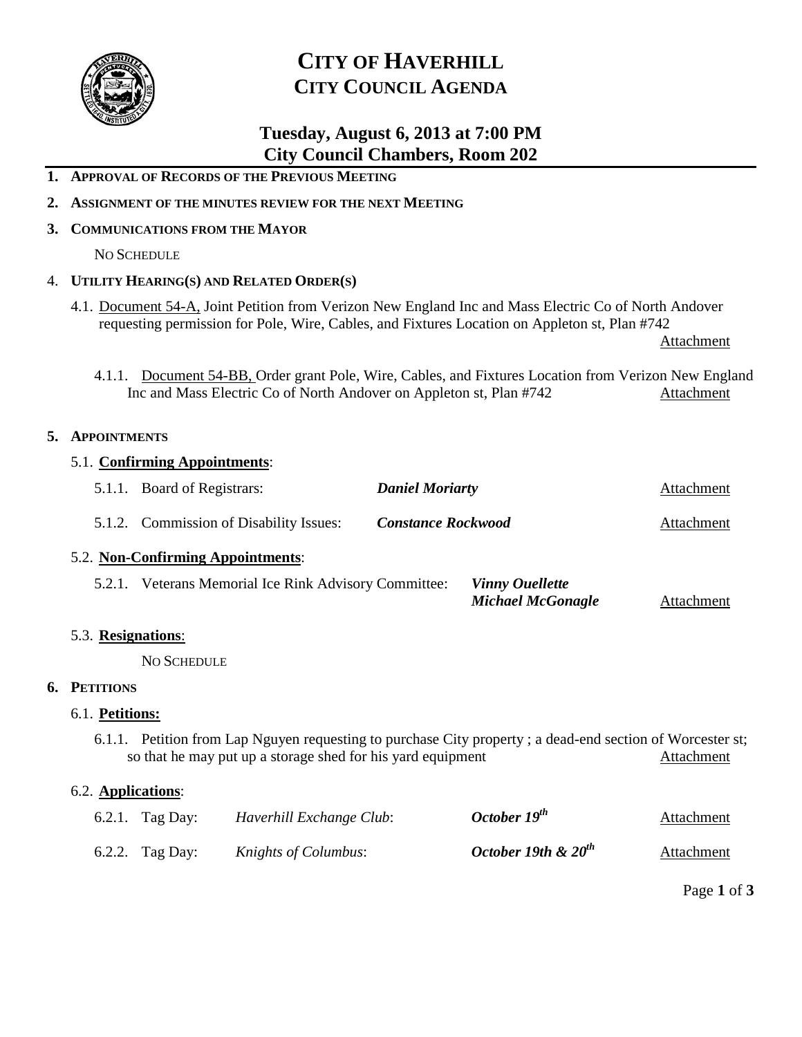# CITY OF HAVERHILL
## CITY COUNCIL AGENDA

### Tuesday, August 6, 2013 at 7:00 PM
### City Council Chambers, Room 202

1. **APPROVAL OF RECORDS OF THE PREVIOUS MEETING**

2. **ASSIGNMENT OF THE MINUTES REVIEW FOR THE NEXT MEETING**

3. **COMMUNICATIONS FROM THE MAYOR**

   NO SCHEDULE

4. **UTILITY HEARING(S) AND RELATED ORDER(S)**

   4.1. Document 54-A, Joint Petition from Verizon New England Inc and Mass Electric Co of North Andover requesting permission for Pole, Wire, Cables, and Fixtures Location on Appleton st, Plan #742 — Attachment

   4.1.1. Document 54-BB, Order grant Pole, Wire, Cables, and Fixtures Location from Verizon New England Inc and Mass Electric Co of North Andover on Appleton st, Plan #742 — Attachment

5. **APPOINTMENTS**

   5.1. **Confirming Appointments**:

   5.1.1. Board of Registrars: ***Daniel Moriarty*** — Attachment

   5.1.2. Commission of Disability Issues: ***Constance Rockwood*** — Attachment

   5.2. **Non-Confirming Appointments**:

   5.2.1. Veterans Memorial Ice Rink Advisory Committee: ***Vinny Ouellette***, ***Michael McGonagle*** — Attachment

   5.3. **Resignations**:

   NO SCHEDULE

6. **PETITIONS**

   6.1. **Petitions:**

   6.1.1. Petition from Lap Nguyen requesting to purchase City property ; a dead-end section of Worcester st; so that he may put up a storage shed for his yard equipment — Attachment

   6.2. **Applications**:

   6.2.1. Tag Day: *Haverhill Exchange Club*: ***October 19th*** — Attachment

   6.2.2. Tag Day: *Knights of Columbus*: ***October 19th & 20th*** — Attachment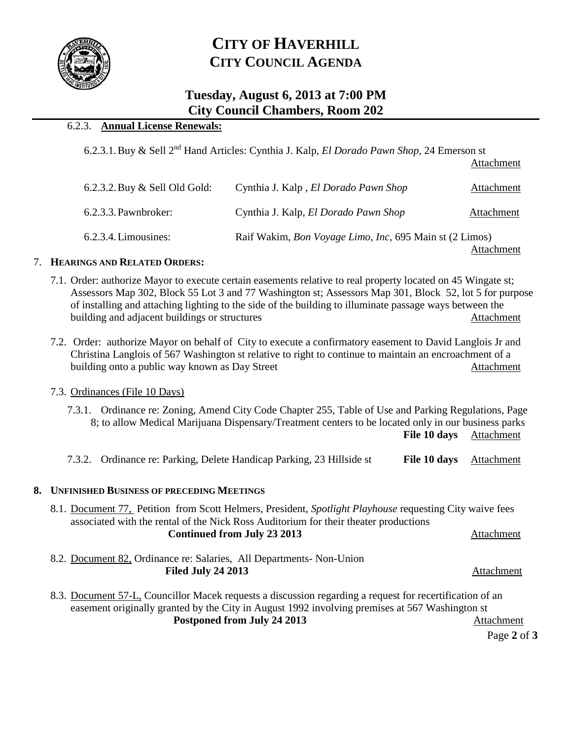# CITY OF HAVERHILL
## CITY COUNCIL AGENDA

### Tuesday, August 6, 2013 at 7:00 PM
### City Council Chambers, Room 202

6.2.3. **Annual License Renewals:**

6.2.3.1. Buy & Sell 2nd Hand Articles: Cynthia J. Kalp, *El Dorado Pawn Shop*, 24 Emerson st Attachment

6.2.3.2. Buy & Sell Old Gold: Cynthia J. Kalp , *El Dorado Pawn Shop* Attachment

6.2.3.3. Pawnbroker: Cynthia J. Kalp, *El Dorado Pawn Shop* Attachment

6.2.3.4. Limousines: Raif Wakim, *Bon Voyage Limo, Inc*, 695 Main st (2 Limos) Attachment

7. **HEARINGS AND RELATED ORDERS:**

7.1. Order: authorize Mayor to execute certain easements relative to real property located on 45 Wingate st; Assessors Map 302, Block 55 Lot 3 and 77 Washington st; Assessors Map 301, Block 52, lot 5 for purpose of installing and attaching lighting to the side of the building to illuminate passage ways between the building and adjacent buildings or structures Attachment

7.2. Order: authorize Mayor on behalf of City to execute a confirmatory easement to David Langlois Jr and Christina Langlois of 567 Washington st relative to right to continue to maintain an encroachment of a building onto a public way known as Day Street Attachment

7.3. Ordinances (File 10 Days)

7.3.1. Ordinance re: Zoning, Amend City Code Chapter 255, Table of Use and Parking Regulations, Page 8; to allow Medical Marijuana Dispensary/Treatment centers to be located only in our business parks **File 10 days** Attachment

7.3.2. Ordinance re: Parking, Delete Handicap Parking, 23 Hillside st **File 10 days** Attachment

8. **UNFINISHED BUSINESS OF PRECEDING MEETINGS**

8.1. Document 77, Petition from Scott Helmers, President, *Spotlight Playhouse* requesting City waive fees associated with the rental of the Nick Ross Auditorium for their theater productions
**Continued from July 23 2013** Attachment

8.2. Document 82, Ordinance re: Salaries, All Departments- Non-Union
**Filed July 24 2013** Attachment

8.3. Document 57-L, Councillor Macek requests a discussion regarding a request for recertification of an easement originally granted by the City in August 1992 involving premises at 567 Washington st
**Postponed from July 24 2013** Attachment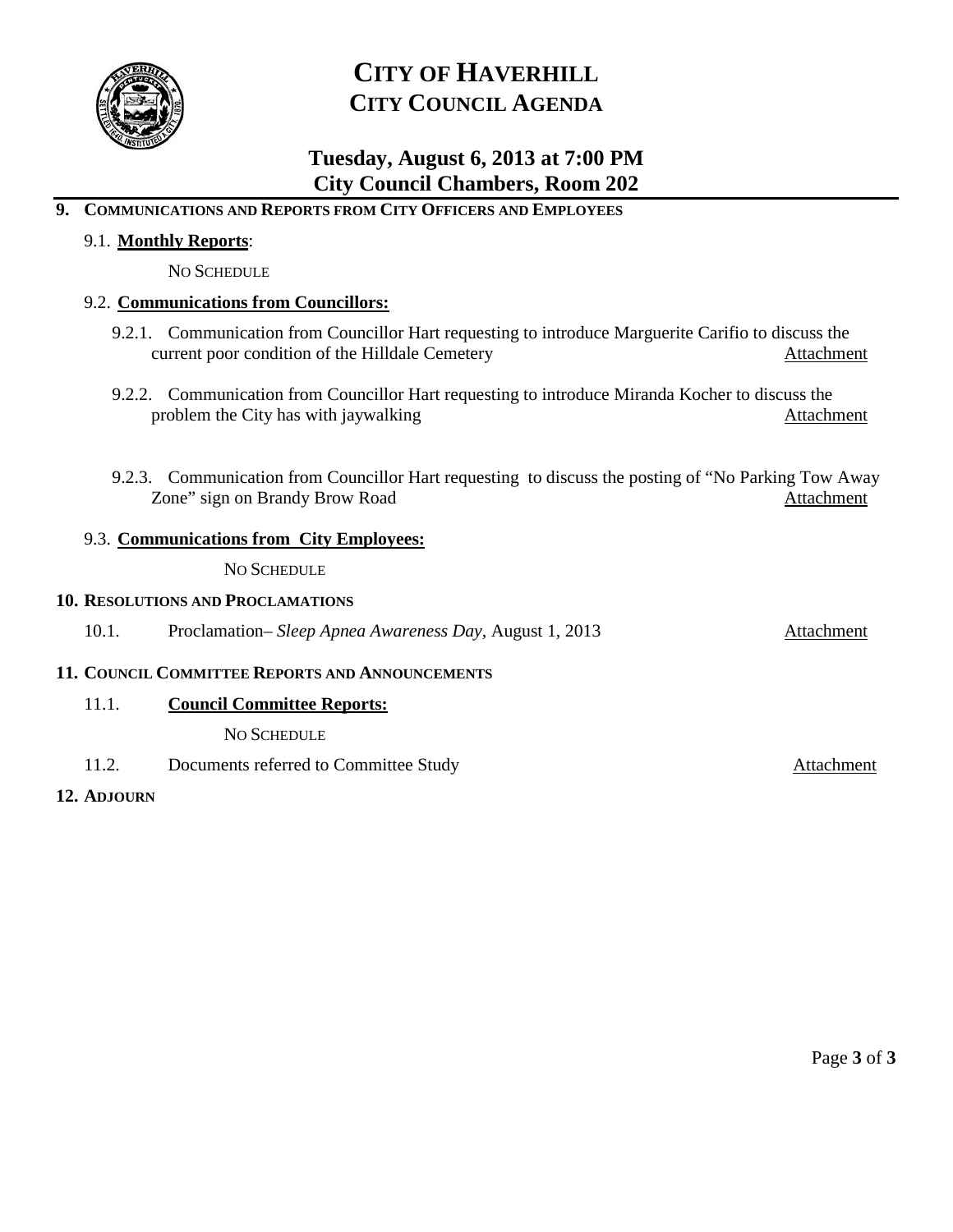# CITY OF HAVERHILL
## CITY COUNCIL AGENDA

### Tuesday, August 6, 2013 at 7:00 PM
### City Council Chambers, Room 202

**9. COMMUNICATIONS AND REPORTS FROM CITY OFFICERS AND EMPLOYEES**

9.1. **Monthly Reports**:

NO SCHEDULE

9.2. **Communications from Councillors:**

9.2.1. Communication from Councillor Hart requesting to introduce Marguerite Carifio to discuss the current poor condition of the Hilldale Cemetery — Attachment

9.2.2. Communication from Councillor Hart requesting to introduce Miranda Kocher to discuss the problem the City has with jaywalking — Attachment

9.2.3. Communication from Councillor Hart requesting to discuss the posting of "No Parking Tow Away Zone" sign on Brandy Brow Road — Attachment

9.3. **Communications from City Employees:**

NO SCHEDULE

**10. RESOLUTIONS AND PROCLAMATIONS**

10.1. Proclamation– *Sleep Apnea Awareness Day*, August 1, 2013 — Attachment

**11. COUNCIL COMMITTEE REPORTS AND ANNOUNCEMENTS**

11.1. **Council Committee Reports:**

NO SCHEDULE

11.2. Documents referred to Committee Study — Attachment

**12. ADJOURN**